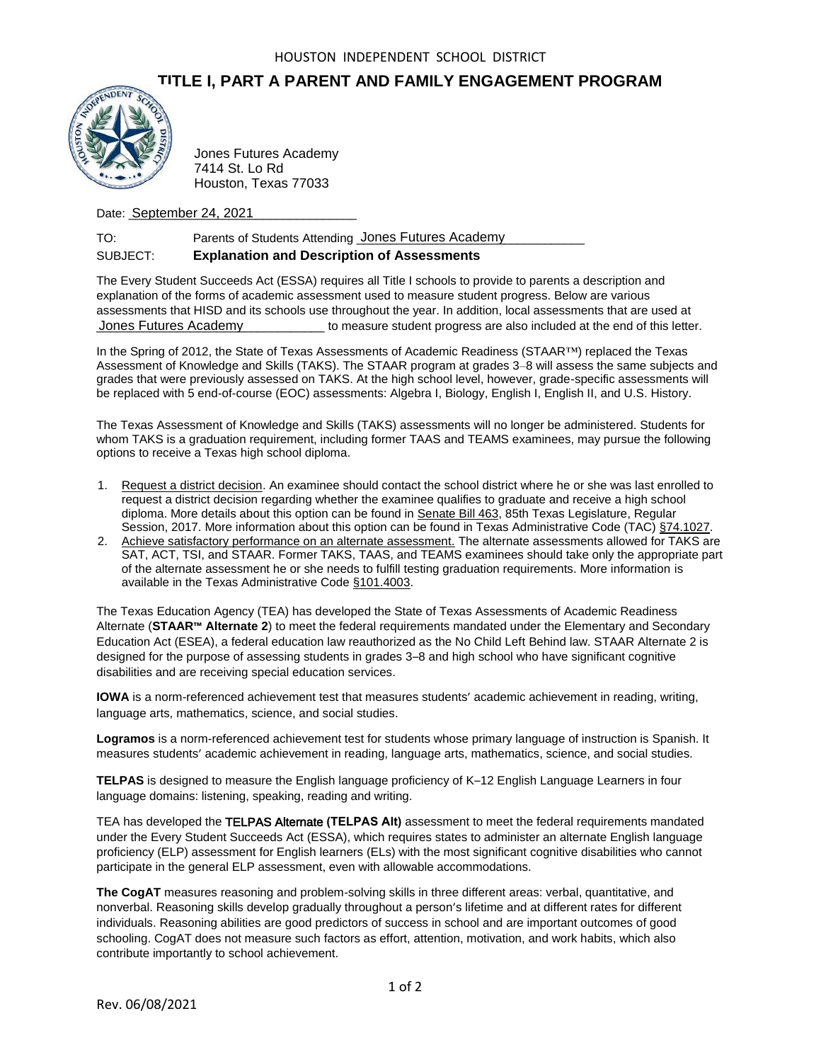HOUSTON INDEPENDENT SCHOOL DISTRICT

# TITLE I, PART A PARENT AND FAMILY ENGAGEMENT PROGRAM

Jones Futures Academy
7414 St. Lo Rd
Houston, Texas 77033

Date: September 24, 2021

TO: Parents of Students Attending Jones Futures Academy

SUBJECT: **Explanation and Description of Assessments**

The Every Student Succeeds Act (ESSA) requires all Title I schools to provide to parents a description and explanation of the forms of academic assessment used to measure student progress. Below are various assessments that HISD and its schools use throughout the year. In addition, local assessments that are used at Jones Futures Academy to measure student progress are also included at the end of this letter.

In the Spring of 2012, the State of Texas Assessments of Academic Readiness (STAAR™) replaced the Texas Assessment of Knowledge and Skills (TAKS). The STAAR program at grades 3–8 will assess the same subjects and grades that were previously assessed on TAKS. At the high school level, however, grade-specific assessments will be replaced with 5 end-of-course (EOC) assessments: Algebra I, Biology, English I, English II, and U.S. History.

The Texas Assessment of Knowledge and Skills (TAKS) assessments will no longer be administered. Students for whom TAKS is a graduation requirement, including former TAAS and TEAMS examinees, may pursue the following options to receive a Texas high school diploma.

1. Request a district decision. An examinee should contact the school district where he or she was last enrolled to request a district decision regarding whether the examinee qualifies to graduate and receive a high school diploma. More details about this option can be found in Senate Bill 463, 85th Texas Legislature, Regular Session, 2017. More information about this option can be found in Texas Administrative Code (TAC) §74.1027.
2. Achieve satisfactory performance on an alternate assessment. The alternate assessments allowed for TAKS are SAT, ACT, TSI, and STAAR. Former TAKS, TAAS, and TEAMS examinees should take only the appropriate part of the alternate assessment he or she needs to fulfill testing graduation requirements. More information is available in the Texas Administrative Code §101.4003.

The Texas Education Agency (TEA) has developed the State of Texas Assessments of Academic Readiness Alternate (**STAAR™ Alternate 2**) to meet the federal requirements mandated under the Elementary and Secondary Education Act (ESEA), a federal education law reauthorized as the No Child Left Behind law. STAAR Alternate 2 is designed for the purpose of assessing students in grades 3–8 and high school who have significant cognitive disabilities and are receiving special education services.

**IOWA** is a norm-referenced achievement test that measures students' academic achievement in reading, writing, language arts, mathematics, science, and social studies.

**Logramos** is a norm-referenced achievement test for students whose primary language of instruction is Spanish. It measures students' academic achievement in reading, language arts, mathematics, science, and social studies.

**TELPAS** is designed to measure the English language proficiency of K–12 English Language Learners in four language domains: listening, speaking, reading and writing.

TEA has developed the **TELPAS Alternate (TELPAS Alt)** assessment to meet the federal requirements mandated under the Every Student Succeeds Act (ESSA), which requires states to administer an alternate English language proficiency (ELP) assessment for English learners (ELs) with the most significant cognitive disabilities who cannot participate in the general ELP assessment, even with allowable accommodations.

**The CogAT** measures reasoning and problem-solving skills in three different areas: verbal, quantitative, and nonverbal. Reasoning skills develop gradually throughout a person's lifetime and at different rates for different individuals. Reasoning abilities are good predictors of success in school and are important outcomes of good schooling. CogAT does not measure such factors as effort, attention, motivation, and work habits, which also contribute importantly to school achievement.

Rev. 06/08/2021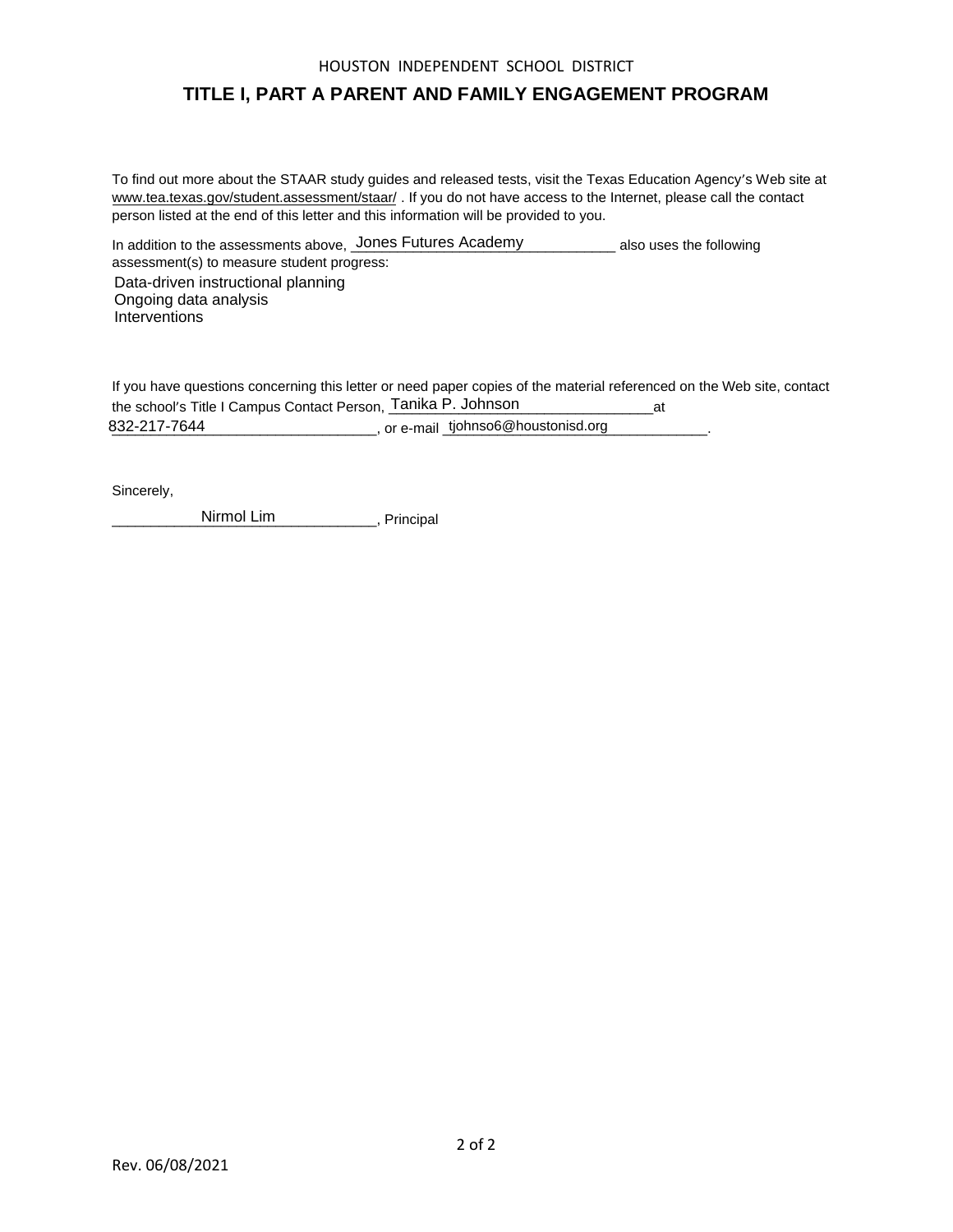HOUSTON INDEPENDENT SCHOOL DISTRICT

# TITLE I, PART A PARENT AND FAMILY ENGAGEMENT PROGRAM

To find out more about the STAAR study guides and released tests, visit the Texas Education Agency's Web site at www.tea.texas.gov/student.assessment/staar/ . If you do not have access to the Internet, please call the contact person listed at the end of this letter and this information will be provided to you.

In addition to the assessments above, Jones Futures Academy also uses the following assessment(s) to measure student progress:

Data-driven instructional planning
Ongoing data analysis
Interventions

If you have questions concerning this letter or need paper copies of the material referenced on the Web site, contact the school's Title I Campus Contact Person, Tanika P. Johnson at 832-217-7644, or e-mail tjohnso6@houstonisd.org.

Sincerely,

Nirmol Lim, Principal

Rev. 06/08/2021